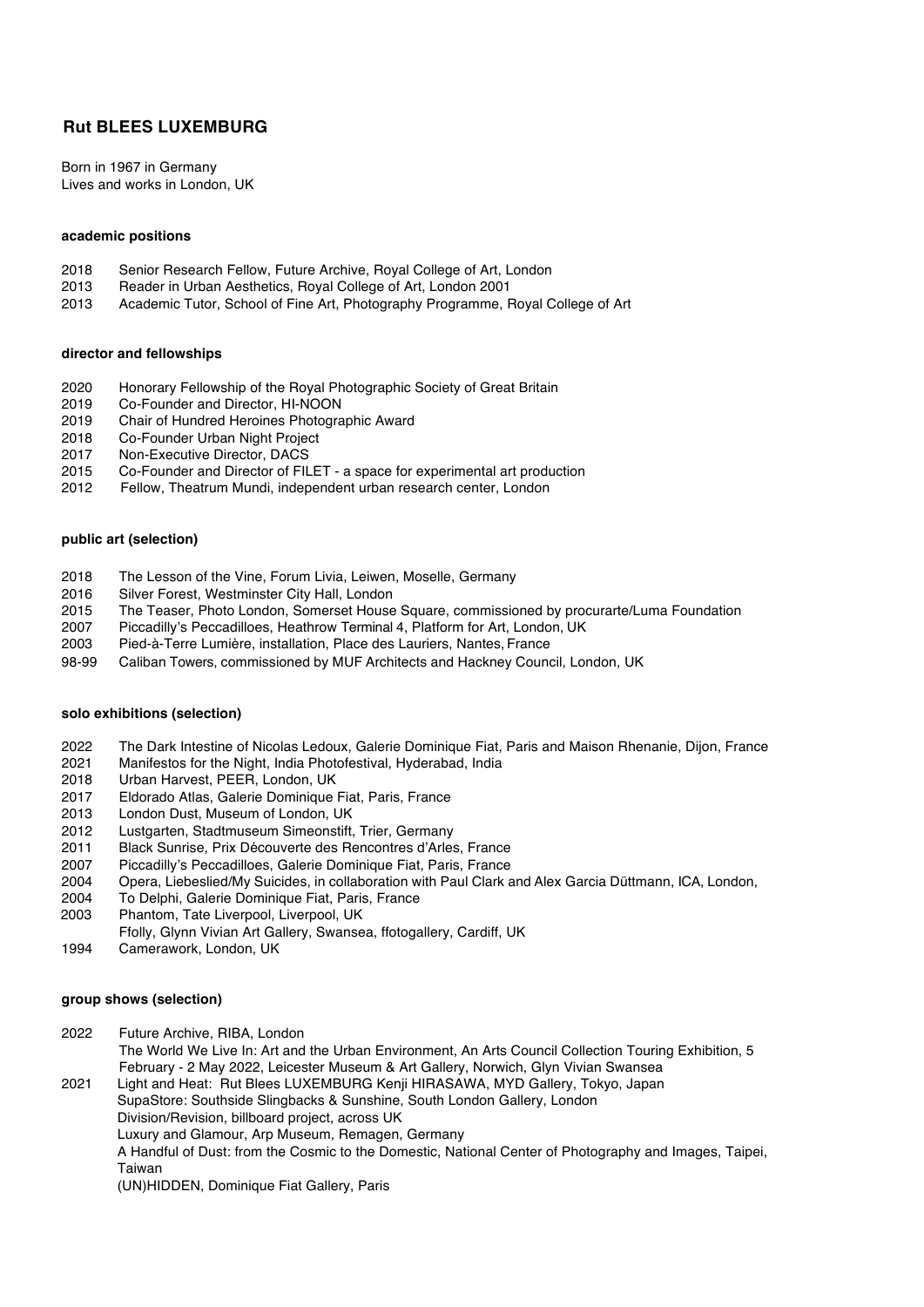# Rut BLEES LUXEMBURG

Born in 1967 in Germany
Lives and works in London, UK

### academic positions

2018 Senior Research Fellow, Future Archive, Royal College of Art, London
2013 Reader in Urban Aesthetics, Royal College of Art, London 2001
2013 Academic Tutor, School of Fine Art, Photography Programme, Royal College of Art

### director and fellowships

2020 Honorary Fellowship of the Royal Photographic Society of Great Britain
2019 Co-Founder and Director, HI-NOON
2019 Chair of Hundred Heroines Photographic Award
2018 Co-Founder Urban Night Project
2017 Non-Executive Director, DACS
2015 Co-Founder and Director of FILET - a space for experimental art production
2012 Fellow, Theatrum Mundi, independent urban research center, London

### public art (selection)

2018 The Lesson of the Vine, Forum Livia, Leiwen, Moselle, Germany
2016 Silver Forest, Westminster City Hall, London
2015 The Teaser, Photo London, Somerset House Square, commissioned by procurarte/Luma Foundation
2007 Piccadilly's Peccadilloes, Heathrow Terminal 4, Platform for Art, London, UK
2003 Pied-à-Terre Lumière, installation, Place des Lauriers, Nantes, France
98-99 Caliban Towers, commissioned by MUF Architects and Hackney Council, London, UK

### solo exhibitions (selection)

2022 The Dark Intestine of Nicolas Ledoux, Galerie Dominique Fiat, Paris and Maison Rhenanie, Dijon, France
2021 Manifestos for the Night, India Photofestival, Hyderabad, India
2018 Urban Harvest, PEER, London, UK
2017 Eldorado Atlas, Galerie Dominique Fiat, Paris, France
2013 London Dust, Museum of London, UK
2012 Lustgarten, Stadtmuseum Simeonstift, Trier, Germany
2011 Black Sunrise, Prix Découverte des Rencontres d'Arles, France
2007 Piccadilly's Peccadilloes, Galerie Dominique Fiat, Paris, France
2004 Opera, Liebeslied/My Suicides, in collaboration with Paul Clark and Alex Garcia Düttmann, ICA, London,
2004 To Delphi, Galerie Dominique Fiat, Paris, France
2003 Phantom, Tate Liverpool, Liverpool, UK
Ffolly, Glynn Vivian Art Gallery, Swansea, ffotogallery, Cardiff, UK
1994 Camerawork, London, UK

### group shows (selection)

2022 Future Archive, RIBA, London
The World We Live In: Art and the Urban Environment, An Arts Council Collection Touring Exhibition, 5 February - 2 May 2022, Leicester Museum & Art Gallery, Norwich, Glyn Vivian Swansea
2021 Light and Heat: Rut Blees LUXEMBURG Kenji HIRASAWA, MYD Gallery, Tokyo, Japan
SupaStore: Southside Slingbacks & Sunshine, South London Gallery, London
Division/Revision, billboard project, across UK
Luxury and Glamour, Arp Museum, Remagen, Germany
A Handful of Dust: from the Cosmic to the Domestic, National Center of Photography and Images, Taipei, Taiwan
(UN)HIDDEN, Dominique Fiat Gallery, Paris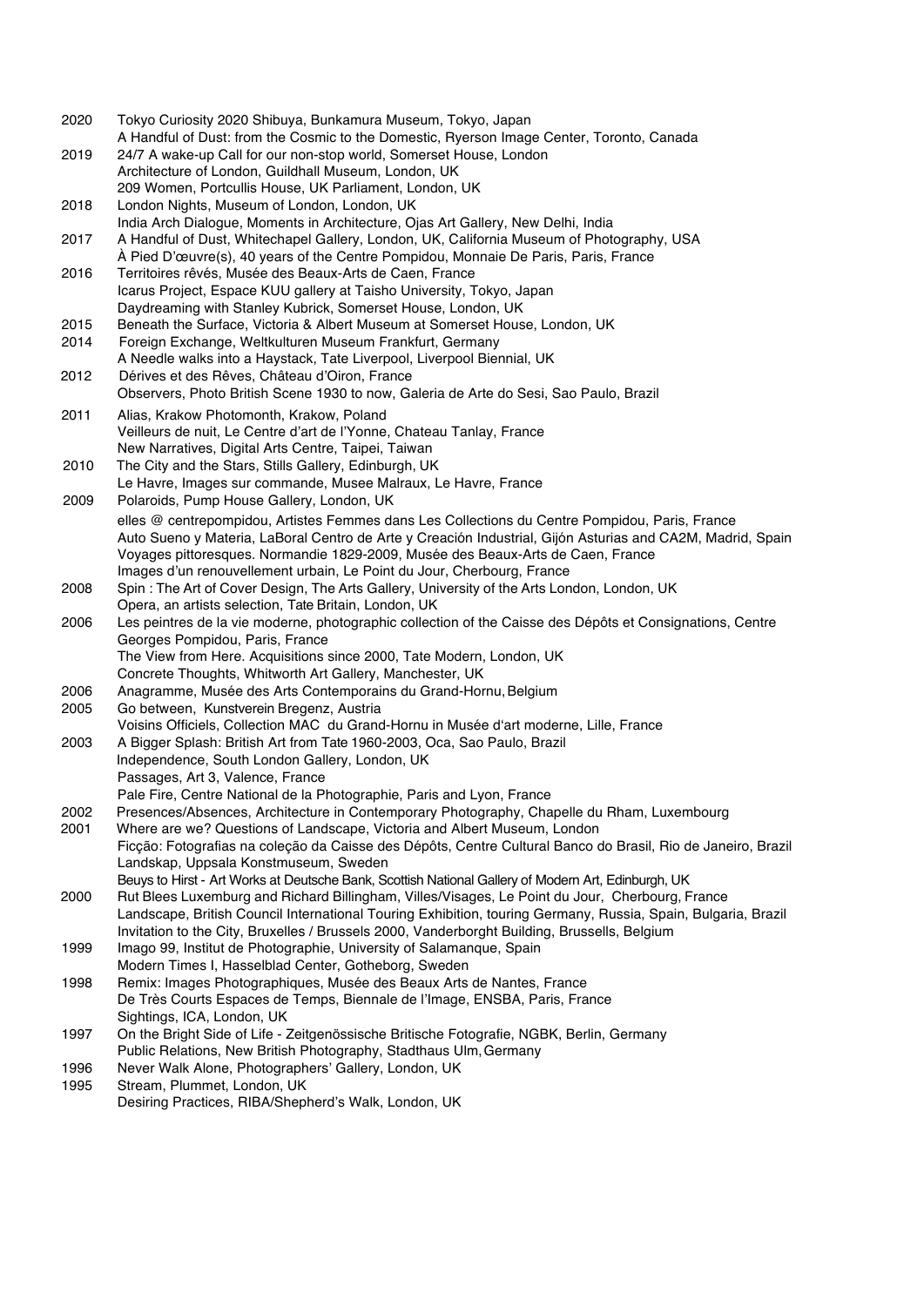2020 Tokyo Curiosity 2020 Shibuya, Bunkamura Museum, Tokyo, Japan
A Handful of Dust: from the Cosmic to the Domestic, Ryerson Image Center, Toronto, Canada

2019 24/7 A wake-up Call for our non-stop world, Somerset House, London
Architecture of London, Guildhall Museum, London, UK
209 Women, Portcullis House, UK Parliament, London, UK

2018 London Nights, Museum of London, London, UK
India Arch Dialogue, Moments in Architecture, Ojas Art Gallery, New Delhi, India

2017 A Handful of Dust, Whitechapel Gallery, London, UK, California Museum of Photography, USA
À Pied D'œuvre(s), 40 years of the Centre Pompidou, Monnaie De Paris, Paris, France

2016 Territoires rêvés, Musée des Beaux-Arts de Caen, France
Icarus Project, Espace KUU gallery at Taisho University, Tokyo, Japan
Daydreaming with Stanley Kubrick, Somerset House, London, UK

2015 Beneath the Surface, Victoria & Albert Museum at Somerset House, London, UK

2014 Foreign Exchange, Weltkulturen Museum Frankfurt, Germany
A Needle walks into a Haystack, Tate Liverpool, Liverpool Biennial, UK

2012 Dérives et des Rêves, Château d'Oiron, France
Observers, Photo British Scene 1930 to now, Galeria de Arte do Sesi, Sao Paulo, Brazil

2011 Alias, Krakow Photomonth, Krakow, Poland
Veilleurs de nuit, Le Centre d'art de l'Yonne, Chateau Tanlay, France
New Narratives, Digital Arts Centre, Taipei, Taiwan

2010 The City and the Stars, Stills Gallery, Edinburgh, UK
Le Havre, Images sur commande, Musee Malraux, Le Havre, France

2009 Polaroids, Pump House Gallery, London, UK
elles @ centrepompidou, Artistes Femmes dans Les Collections du Centre Pompidou, Paris, France
Auto Sueno y Materia, LaBoral Centro de Arte y Creación Industrial, Gijón Asturias and CA2M, Madrid, Spain
Voyages pittoresques. Normandie 1829-2009, Musée des Beaux-Arts de Caen, France
Images d'un renouvellement urbain, Le Point du Jour, Cherbourg, France

2008 Spin : The Art of Cover Design, The Arts Gallery, University of the Arts London, London, UK
Opera, an artists selection, Tate Britain, London, UK

2006 Les peintres de la vie moderne, photographic collection of the Caisse des Dépôts et Consignations, Centre Georges Pompidou, Paris, France
The View from Here. Acquisitions since 2000, Tate Modern, London, UK
Concrete Thoughts, Whitworth Art Gallery, Manchester, UK

2006 Anagramme, Musée des Arts Contemporains du Grand-Hornu, Belgium

2005 Go between, Kunstverein Bregenz, Austria
Voisins Officiels, Collection MAC du Grand-Hornu in Musée d'art moderne, Lille, France

2003 A Bigger Splash: British Art from Tate 1960-2003, Oca, Sao Paulo, Brazil
Independence, South London Gallery, London, UK
Passages, Art 3, Valence, France
Pale Fire, Centre National de la Photographie, Paris and Lyon, France

2002 Presences/Absences, Architecture in Contemporary Photography, Chapelle du Rham, Luxembourg

2001 Where are we? Questions of Landscape, Victoria and Albert Museum, London
Ficção: Fotografias na coleção da Caisse des Dépôts, Centre Cultural Banco do Brasil, Rio de Janeiro, Brazil
Landskap, Uppsala Konstmuseum, Sweden
Beuys to Hirst - Art Works at Deutsche Bank, Scottish National Gallery of Modern Art, Edinburgh, UK

2000 Rut Blees Luxemburg and Richard Billingham, Villes/Visages, Le Point du Jour, Cherbourg, France
Landscape, British Council International Touring Exhibition, touring Germany, Russia, Spain, Bulgaria, Brazil
Invitation to the City, Bruxelles / Brussels 2000, Vanderborght Building, Brussells, Belgium

1999 Imago 99, Institut de Photographie, University of Salamanque, Spain
Modern Times I, Hasselblad Center, Gotheborg, Sweden

1998 Remix: Images Photographiques, Musée des Beaux Arts de Nantes, France
De Très Courts Espaces de Temps, Biennale de l'Image, ENSBA, Paris, France
Sightings, ICA, London, UK

1997 On the Bright Side of Life - Zeitgenössische Britische Fotografie, NGBK, Berlin, Germany
Public Relations, New British Photography, Stadthaus Ulm, Germany

1996 Never Walk Alone, Photographers' Gallery, London, UK

1995 Stream, Plummet, London, UK
Desiring Practices, RIBA/Shepherd's Walk, London, UK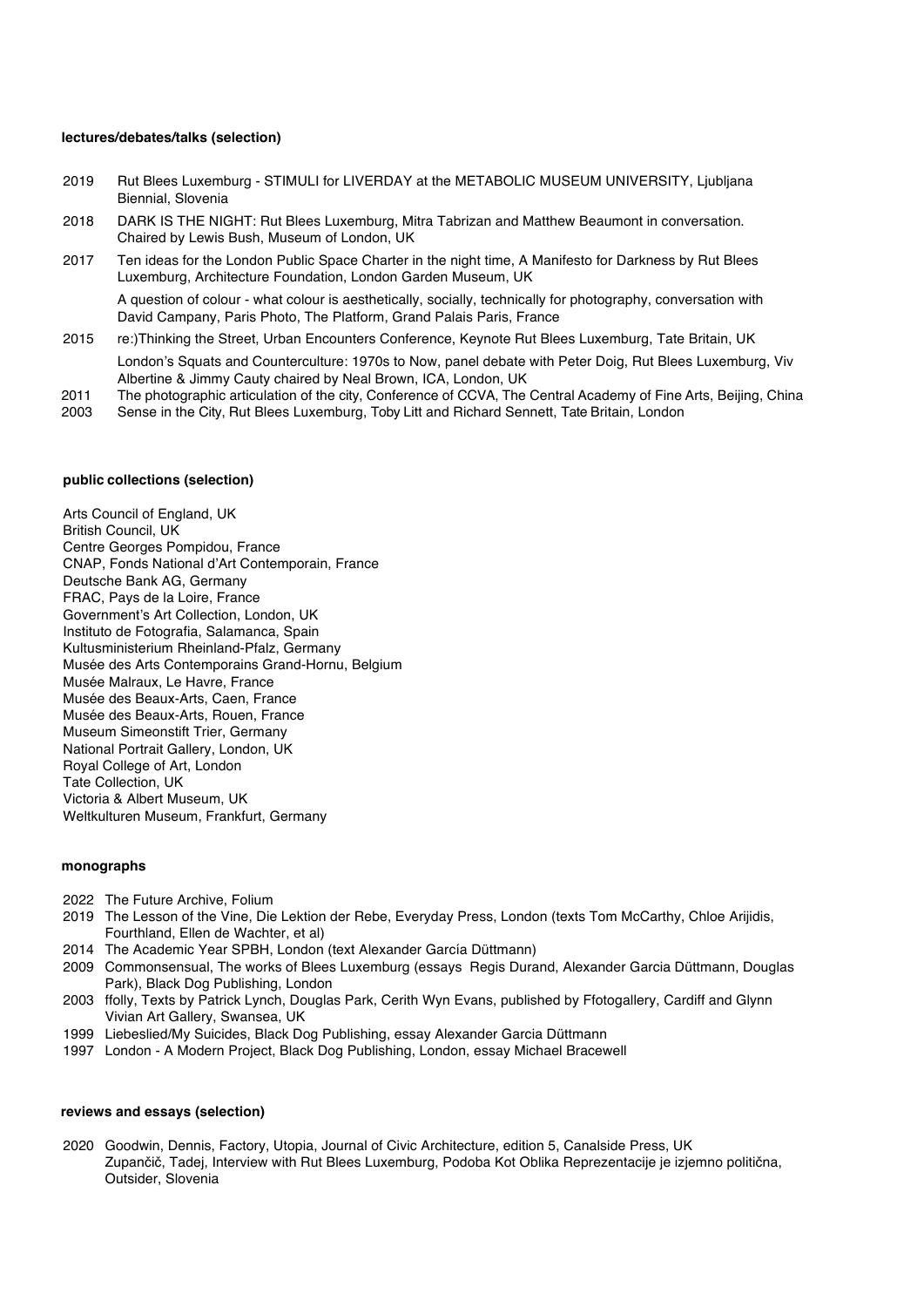### lectures/debates/talks (selection)

2019 Rut Blees Luxemburg - STIMULI for LIVERDAY at the METABOLIC MUSEUM UNIVERSITY, Ljubljana Biennial, Slovenia

2018 DARK IS THE NIGHT: Rut Blees Luxemburg, Mitra Tabrizan and Matthew Beaumont in conversation. Chaired by Lewis Bush, Museum of London, UK

2017 Ten ideas for the London Public Space Charter in the night time, A Manifesto for Darkness by Rut Blees Luxemburg, Architecture Foundation, London Garden Museum, UK

A question of colour - what colour is aesthetically, socially, technically for photography, conversation with David Campany, Paris Photo, The Platform, Grand Palais Paris, France

2015 re:)Thinking the Street, Urban Encounters Conference, Keynote Rut Blees Luxemburg, Tate Britain, UK

London's Squats and Counterculture: 1970s to Now, panel debate with Peter Doig, Rut Blees Luxemburg, Viv Albertine & Jimmy Cauty chaired by Neal Brown, ICA, London, UK

2011 The photographic articulation of the city, Conference of CCVA, The Central Academy of Fine Arts, Beijing, China

2003 Sense in the City, Rut Blees Luxemburg, Toby Litt and Richard Sennett, Tate Britain, London

### public collections (selection)

Arts Council of England, UK
British Council, UK
Centre Georges Pompidou, France
CNAP, Fonds National d'Art Contemporain, France
Deutsche Bank AG, Germany
FRAC, Pays de la Loire, France
Government's Art Collection, London, UK
Instituto de Fotografia, Salamanca, Spain
Kultusministerium Rheinland-Pfalz, Germany
Musée des Arts Contemporains Grand-Hornu, Belgium
Musée Malraux, Le Havre, France
Musée des Beaux-Arts, Caen, France
Musée des Beaux-Arts, Rouen, France
Museum Simeonstift Trier, Germany
National Portrait Gallery, London, UK
Royal College of Art, London
Tate Collection, UK
Victoria & Albert Museum, UK
Weltkulturen Museum, Frankfurt, Germany

### monographs

2022 The Future Archive, Folium

2019 The Lesson of the Vine, Die Lektion der Rebe, Everyday Press, London (texts Tom McCarthy, Chloe Arijidis, Fourthland, Ellen de Wachter, et al)

2014 The Academic Year SPBH, London (text Alexander García Düttmann)

2009 Commonsensual, The works of Blees Luxemburg (essays Regis Durand, Alexander Garcia Düttmann, Douglas Park), Black Dog Publishing, London

2003 ffolly, Texts by Patrick Lynch, Douglas Park, Cerith Wyn Evans, published by Ffotogallery, Cardiff and Glynn Vivian Art Gallery, Swansea, UK

1999 Liebeslied/My Suicides, Black Dog Publishing, essay Alexander Garcia Düttmann

1997 London - A Modern Project, Black Dog Publishing, London, essay Michael Bracewell

### reviews and essays (selection)

2020 Goodwin, Dennis, Factory, Utopia, Journal of Civic Architecture, edition 5, Canalside Press, UK

Zupančič, Tadej, Interview with Rut Blees Luxemburg, Podoba Kot Oblika Reprezentacije je izjemno politična, Outsider, Slovenia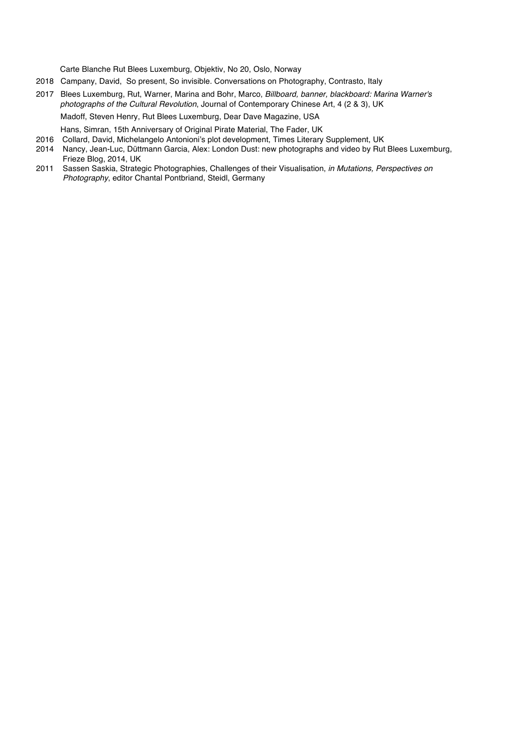Carte Blanche Rut Blees Luxemburg, Objektiv, No 20, Oslo, Norway

2018 Campany, David, So present, So invisible. Conversations on Photography, Contrasto, Italy

2017 Blees Luxemburg, Rut, Warner, Marina and Bohr, Marco, *Billboard, banner, blackboard: Marina Warner's photographs of the Cultural Revolution*, Journal of Contemporary Chinese Art, 4 (2 & 3), UK

Madoff, Steven Henry, Rut Blees Luxemburg, Dear Dave Magazine, USA

Hans, Simran, 15th Anniversary of Original Pirate Material, The Fader, UK

2016 Collard, David, Michelangelo Antonioni's plot development, Times Literary Supplement, UK

2014 Nancy, Jean-Luc, Düttmann Garcia, Alex: London Dust: new photographs and video by Rut Blees Luxemburg, Frieze Blog, 2014, UK

2011 Sassen Saskia, Strategic Photographies, Challenges of their Visualisation, *in Mutations, Perspectives on Photography*, editor Chantal Pontbriand, Steidl, Germany